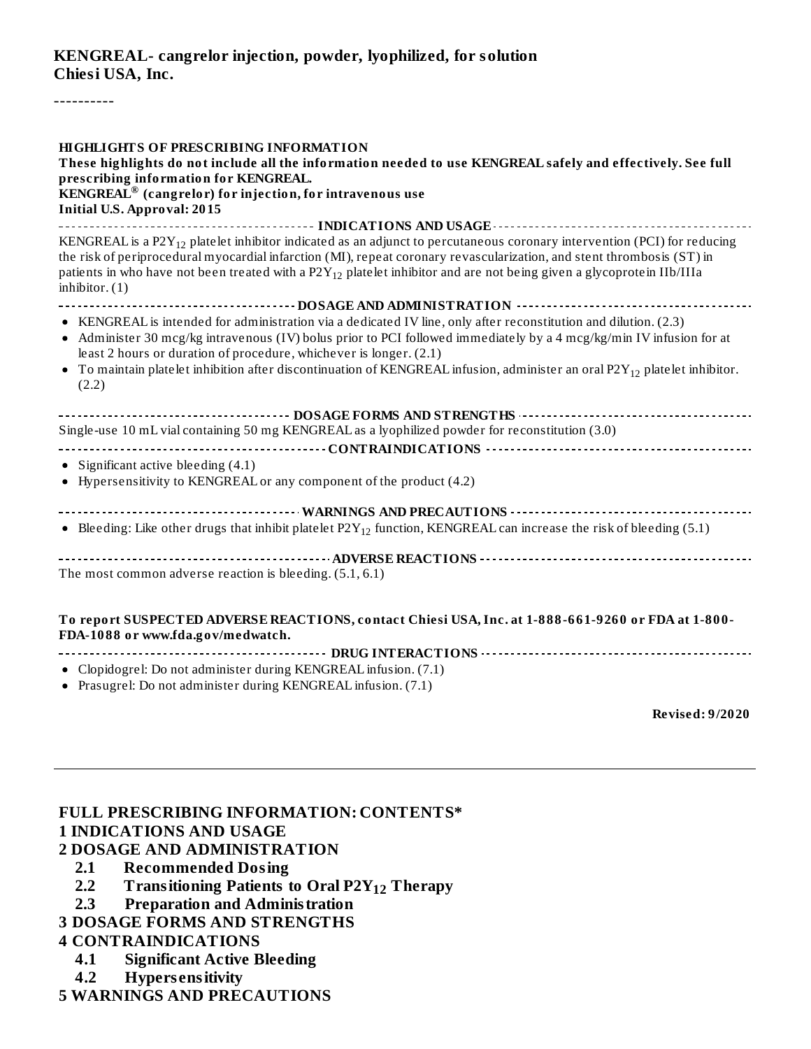**KENGREAL- cangrelor injection, powder, lyophilized, for solution**
**Chiesi USA, Inc.**

----------

**HIGHLIGHTS OF PRESCRIBING INFORMATION**
**These highlights do not include all the information needed to use KENGREAL safely and effectively. See full prescribing information for KENGREAL.**
**KENGREAL® (cangrelor) for injection, for intravenous use**
**Initial U.S. Approval: 2015**

**INDICATIONS AND USAGE**

KENGREAL is a $P2Y_{12}$ platelet inhibitor indicated as an adjunct to percutaneous coronary intervention (PCI) for reducing the risk of periprocedural myocardial infarction (MI), repeat coronary revascularization, and stent thrombosis (ST) in patients in who have not been treated with a $P2Y_{12}$ platelet inhibitor and are not being given a glycoprotein IIb/IIIa inhibitor. (1)

**DOSAGE AND ADMINISTRATION**

- KENGREAL is intended for administration via a dedicated IV line, only after reconstitution and dilution. (2.3)
- Administer 30 mcg/kg intravenous (IV) bolus prior to PCI followed immediately by a 4 mcg/kg/min IV infusion for at least 2 hours or duration of procedure, whichever is longer. (2.1)
- To maintain platelet inhibition after discontinuation of KENGREAL infusion, administer an oral $P2Y_{12}$ platelet inhibitor. (2.2)

**DOSAGE FORMS AND STRENGTHS**

Single-use 10 mL vial containing 50 mg KENGREAL as a lyophilized powder for reconstitution (3.0)

**CONTRAINDICATIONS**

- Significant active bleeding (4.1)
- Hypersensitivity to KENGREAL or any component of the product (4.2)

**WARNINGS AND PRECAUTIONS**

- Bleeding: Like other drugs that inhibit platelet $P2Y_{12}$ function, KENGREAL can increase the risk of bleeding (5.1)

**ADVERSE REACTIONS**

The most common adverse reaction is bleeding. (5.1, 6.1)

**To report SUSPECTED ADVERSE REACTIONS, contact Chiesi USA, Inc. at 1-888-661-9260 or FDA at 1-800-FDA-1088 or www.fda.gov/medwatch.**

**DRUG INTERACTIONS**

- Clopidogrel: Do not administer during KENGREAL infusion. (7.1)
- Prasugrel: Do not administer during KENGREAL infusion. (7.1)

**Revised: 9/2020**

---

**FULL PRESCRIBING INFORMATION: CONTENTS***

**1 INDICATIONS AND USAGE**

**2 DOSAGE AND ADMINISTRATION**

- **2.1 Recommended Dosing**
- **2.2 Transitioning Patients to Oral $P2Y_{12}$ Therapy**
- **2.3 Preparation and Administration**

**3 DOSAGE FORMS AND STRENGTHS**

**4 CONTRAINDICATIONS**

- **4.1 Significant Active Bleeding**
- **4.2 Hypersensitivity**

**5 WARNINGS AND PRECAUTIONS**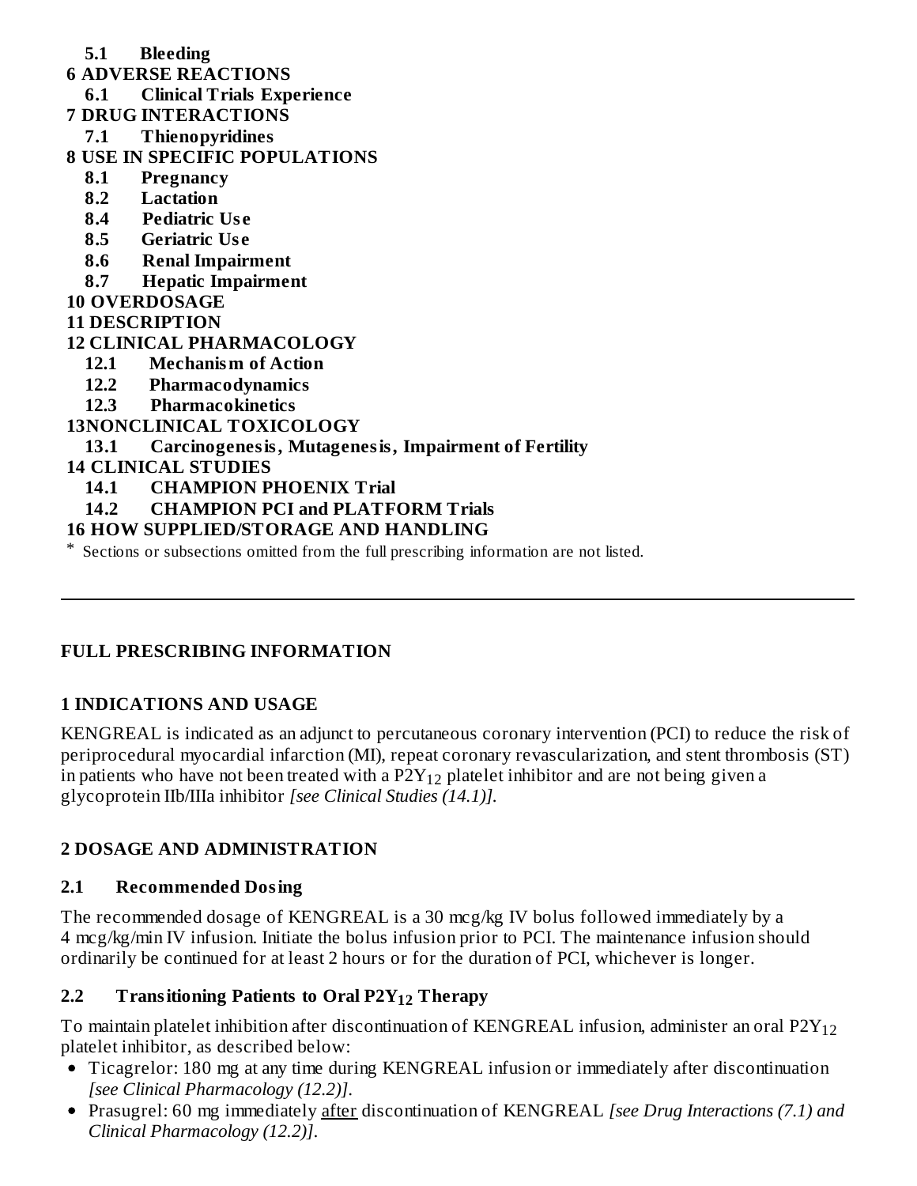**5.1 Bleeding**

**6 ADVERSE REACTIONS**

**6.1 Clinical Trials Experience**

**7 DRUG INTERACTIONS**

**7.1 Thienopyridines**

**8 USE IN SPECIFIC POPULATIONS**

**8.1 Pregnancy**

**8.2 Lactation**

**8.4 Pediatric Use**

**8.5 Geriatric Use**

**8.6 Renal Impairment**

**8.7 Hepatic Impairment**

**10 OVERDOSAGE**

**11 DESCRIPTION**

**12 CLINICAL PHARMACOLOGY**

**12.1 Mechanism of Action**

**12.2 Pharmacodynamics**

**12.3 Pharmacokinetics**

**13NONCLINICAL TOXICOLOGY**

**13.1 Carcinogenesis, Mutagenesis, Impairment of Fertility**

**14 CLINICAL STUDIES**

**14.1 CHAMPION PHOENIX Trial**

**14.2 CHAMPION PCI and PLATFORM Trials**

**16 HOW SUPPLIED/STORAGE AND HANDLING**

\* Sections or subsections omitted from the full prescribing information are not listed.

---

## FULL PRESCRIBING INFORMATION

## 1 INDICATIONS AND USAGE

KENGREAL is indicated as an adjunct to percutaneous coronary intervention (PCI) to reduce the risk of periprocedural myocardial infarction (MI), repeat coronary revascularization, and stent thrombosis (ST) in patients who have not been treated with a $P2Y_{12}$ platelet inhibitor and are not being given a glycoprotein IIb/IIIa inhibitor *[see Clinical Studies (14.1)]*.

## 2 DOSAGE AND ADMINISTRATION

### 2.1 Recommended Dosing

The recommended dosage of KENGREAL is a 30 mcg/kg IV bolus followed immediately by a 4 mcg/kg/min IV infusion. Initiate the bolus infusion prior to PCI. The maintenance infusion should ordinarily be continued for at least 2 hours or for the duration of PCI, whichever is longer.

### 2.2 Transitioning Patients to Oral $P2Y_{12}$ Therapy

To maintain platelet inhibition after discontinuation of KENGREAL infusion, administer an oral $P2Y_{12}$ platelet inhibitor, as described below:

- Ticagrelor: 180 mg at any time during KENGREAL infusion or immediately after discontinuation *[see Clinical Pharmacology (12.2)]*.
- Prasugrel: 60 mg immediately <u>after</u> discontinuation of KENGREAL *[see Drug Interactions (7.1) and Clinical Pharmacology (12.2)]*.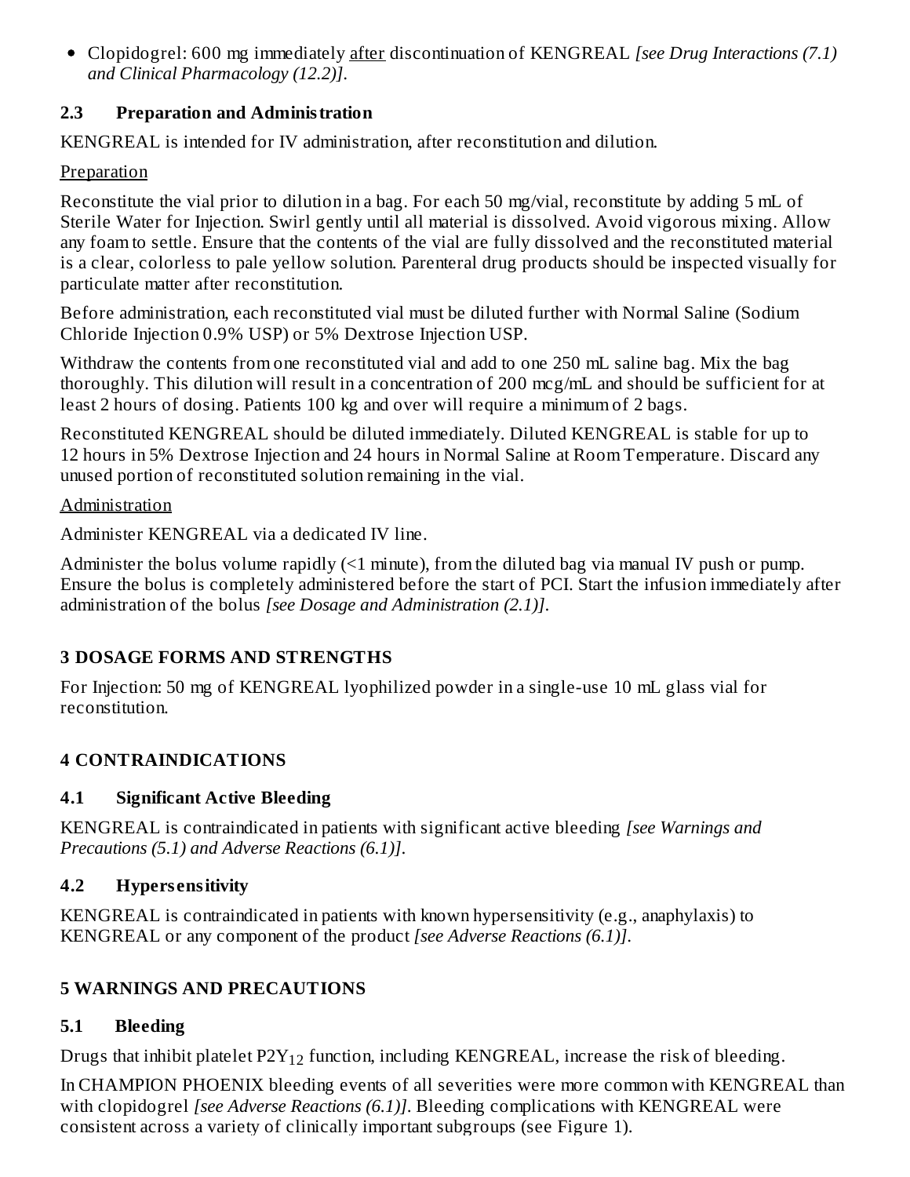- Clopidogrel: 600 mg immediately after discontinuation of KENGREAL *[see Drug Interactions (7.1) and Clinical Pharmacology (12.2)]*.

### 2.3 Preparation and Administration

KENGREAL is intended for IV administration, after reconstitution and dilution.

Preparation

Reconstitute the vial prior to dilution in a bag. For each 50 mg/vial, reconstitute by adding 5 mL of Sterile Water for Injection. Swirl gently until all material is dissolved. Avoid vigorous mixing. Allow any foam to settle. Ensure that the contents of the vial are fully dissolved and the reconstituted material is a clear, colorless to pale yellow solution. Parenteral drug products should be inspected visually for particulate matter after reconstitution.

Before administration, each reconstituted vial must be diluted further with Normal Saline (Sodium Chloride Injection 0.9% USP) or 5% Dextrose Injection USP.

Withdraw the contents from one reconstituted vial and add to one 250 mL saline bag. Mix the bag thoroughly. This dilution will result in a concentration of 200 mcg/mL and should be sufficient for at least 2 hours of dosing. Patients 100 kg and over will require a minimum of 2 bags.

Reconstituted KENGREAL should be diluted immediately. Diluted KENGREAL is stable for up to 12 hours in 5% Dextrose Injection and 24 hours in Normal Saline at Room Temperature. Discard any unused portion of reconstituted solution remaining in the vial.

Administration

Administer KENGREAL via a dedicated IV line.

Administer the bolus volume rapidly (<1 minute), from the diluted bag via manual IV push or pump. Ensure the bolus is completely administered before the start of PCI. Start the infusion immediately after administration of the bolus *[see Dosage and Administration (2.1)]*.

## 3 DOSAGE FORMS AND STRENGTHS

For Injection: 50 mg of KENGREAL lyophilized powder in a single-use 10 mL glass vial for reconstitution.

## 4 CONTRAINDICATIONS

### 4.1 Significant Active Bleeding

KENGREAL is contraindicated in patients with significant active bleeding *[see Warnings and Precautions (5.1) and Adverse Reactions (6.1)]*.

### 4.2 Hypersensitivity

KENGREAL is contraindicated in patients with known hypersensitivity (e.g., anaphylaxis) to KENGREAL or any component of the product *[see Adverse Reactions (6.1)]*.

## 5 WARNINGS AND PRECAUTIONS

### 5.1 Bleeding

Drugs that inhibit platelet $P2Y_{12}$ function, including KENGREAL, increase the risk of bleeding.

In CHAMPION PHOENIX bleeding events of all severities were more common with KENGREAL than with clopidogrel *[see Adverse Reactions (6.1)]*. Bleeding complications with KENGREAL were consistent across a variety of clinically important subgroups (see Figure 1).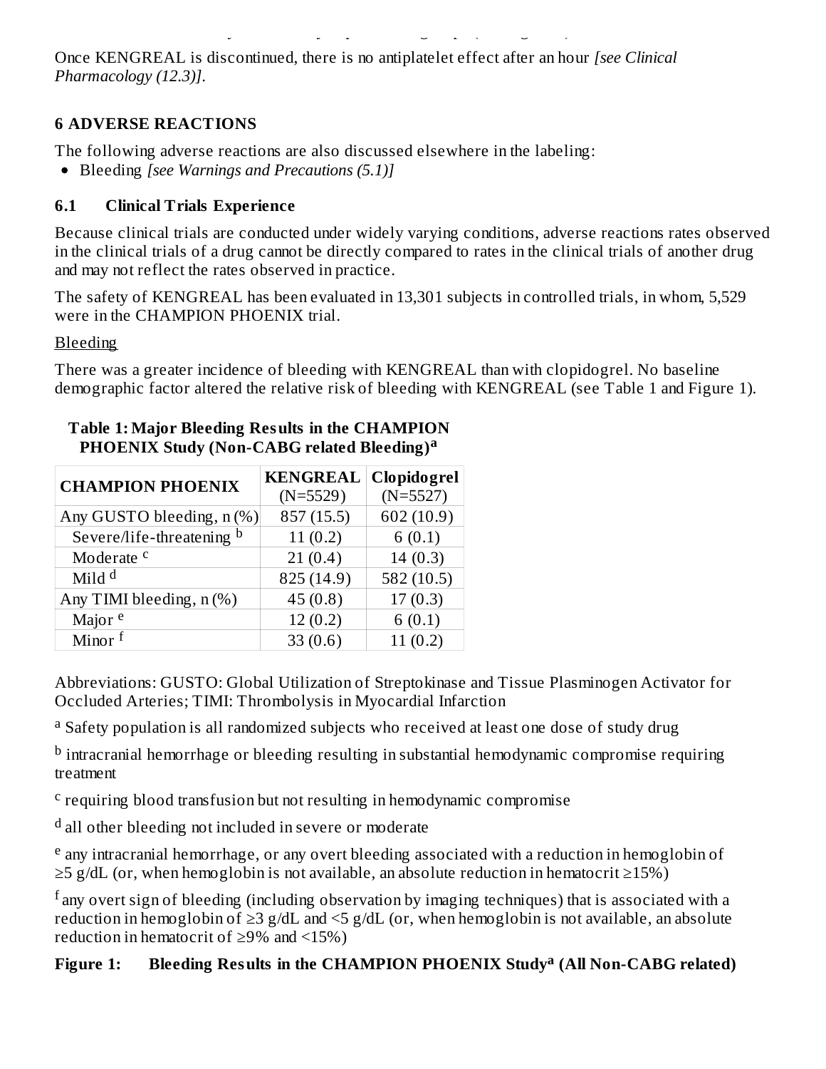Once KENGREAL is discontinued, there is no antiplatelet effect after an hour *[see Clinical Pharmacology (12.3)]*.

## 6 ADVERSE REACTIONS

The following adverse reactions are also discussed elsewhere in the labeling:

- Bleeding *[see Warnings and Precautions (5.1)]*

### 6.1 Clinical Trials Experience

Because clinical trials are conducted under widely varying conditions, adverse reactions rates observed in the clinical trials of a drug cannot be directly compared to rates in the clinical trials of another drug and may not reflect the rates observed in practice.

The safety of KENGREAL has been evaluated in 13,301 subjects in controlled trials, in whom, 5,529 were in the CHAMPION PHOENIX trial.

Bleeding

There was a greater incidence of bleeding with KENGREAL than with clopidogrel. No baseline demographic factor altered the relative risk of bleeding with KENGREAL (see Table 1 and Figure 1).

**Table 1: Major Bleeding Results in the CHAMPION PHOENIX Study (Non-CABG related Bleeding)[a]**

| CHAMPION PHOENIX | KENGREAL (N=5529) | Clopidogrel (N=5527) |
|---|---|---|
| Any GUSTO bleeding, n (%) | 857 (15.5) | 602 (10.9) |
| Severe/life-threatening [b] | 11 (0.2) | 6 (0.1) |
| Moderate [c] | 21 (0.4) | 14 (0.3) |
| Mild [d] | 825 (14.9) | 582 (10.5) |
| Any TIMI bleeding, n (%) | 45 (0.8) | 17 (0.3) |
| Major [e] | 12 (0.2) | 6 (0.1) |
| Minor [f] | 33 (0.6) | 11 (0.2) |

Abbreviations: GUSTO: Global Utilization of Streptokinase and Tissue Plasminogen Activator for Occluded Arteries; TIMI: Thrombolysis in Myocardial Infarction

[a] Safety population is all randomized subjects who received at least one dose of study drug

[b] intracranial hemorrhage or bleeding resulting in substantial hemodynamic compromise requiring treatment

[c] requiring blood transfusion but not resulting in hemodynamic compromise

[d] all other bleeding not included in severe or moderate

[e] any intracranial hemorrhage, or any overt bleeding associated with a reduction in hemoglobin of ≥5 g/dL (or, when hemoglobin is not available, an absolute reduction in hematocrit ≥15%)

[f] any overt sign of bleeding (including observation by imaging techniques) that is associated with a reduction in hemoglobin of ≥3 g/dL and <5 g/dL (or, when hemoglobin is not available, an absolute reduction in hematocrit of ≥9% and <15%)

**Figure 1: Bleeding Results in the CHAMPION PHOENIX Study[a] (All Non-CABG related)**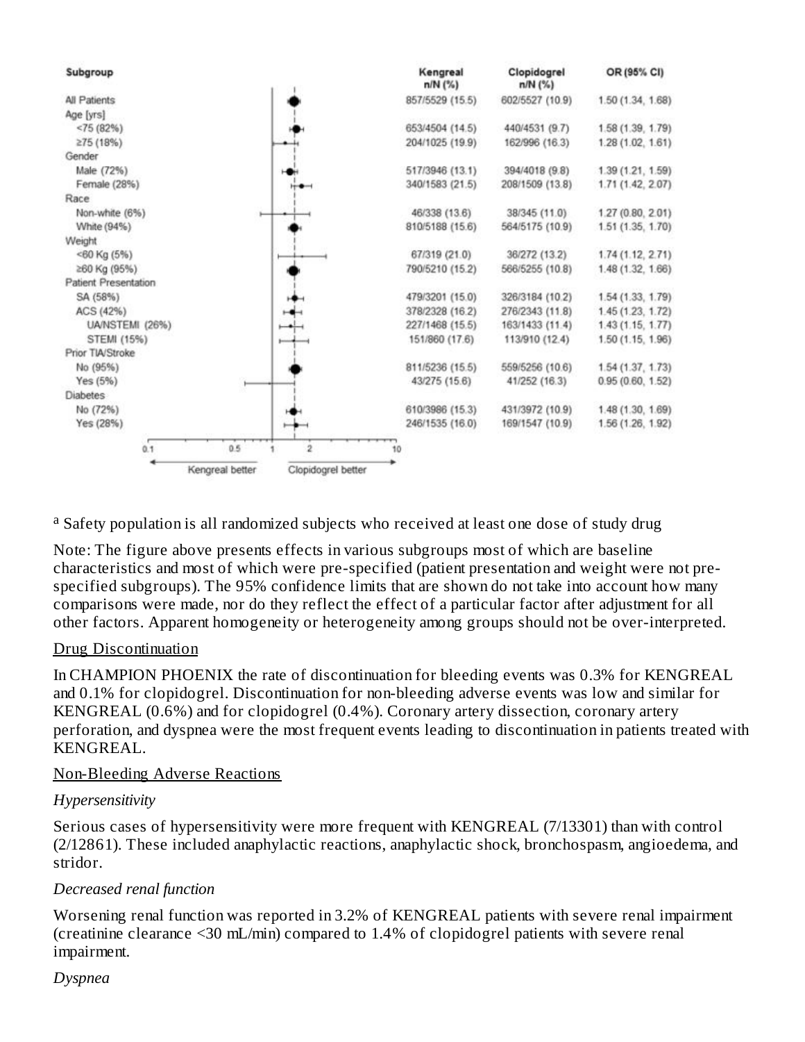| Subgroup | Kengreal n/N (%) | Clopidogrel n/N (%) | OR (95% CI) |
|---|---|---|---|
| All Patients | 857/5529 (15.5) | 602/5527 (10.9) | 1.50 (1.34, 1.68) |
| Age [yrs] | | | |
| <75 (82%) | 653/4504 (14.5) | 440/4531 (9.7) | 1.58 (1.39, 1.79) |
| ≥75 (18%) | 204/1025 (19.9) | 162/996 (16.3) | 1.28 (1.02, 1.61) |
| Gender | | | |
| Male (72%) | 517/3946 (13.1) | 394/4018 (9.8) | 1.39 (1.21, 1.59) |
| Female (28%) | 340/1583 (21.5) | 208/1509 (13.8) | 1.71 (1.42, 2.07) |
| Race | | | |
| Non-white (6%) | 46/338 (13.6) | 38/345 (11.0) | 1.27 (0.80, 2.01) |
| White (94%) | 810/5188 (15.6) | 564/5175 (10.9) | 1.51 (1.35, 1.70) |
| Weight | | | |
| <60 Kg (5%) | 67/319 (21.0) | 36/272 (13.2) | 1.74 (1.12, 2.71) |
| ≥60 Kg (95%) | 790/5210 (15.2) | 566/5255 (10.8) | 1.48 (1.32, 1.66) |
| Patient Presentation | | | |
| SA (58%) | 479/3201 (15.0) | 326/3184 (10.2) | 1.54 (1.33, 1.79) |
| ACS (42%) | 378/2328 (16.2) | 276/2343 (11.8) | 1.45 (1.23, 1.72) |
| UA/NSTEMI (26%) | 227/1468 (15.5) | 163/1433 (11.4) | 1.43 (1.15, 1.77) |
| STEMI (15%) | 151/860 (17.6) | 113/910 (12.4) | 1.50 (1.15, 1.96) |
| Prior TIA/Stroke | | | |
| No (95%) | 811/5236 (15.5) | 559/5256 (10.6) | 1.54 (1.37, 1.73) |
| Yes (5%) | 43/275 (15.6) | 41/252 (16.3) | 0.95 (0.60, 1.52) |
| Diabetes | | | |
| No (72%) | 610/3986 (15.3) | 431/3972 (10.9) | 1.48 (1.30, 1.69) |
| Yes (28%) | 246/1535 (16.0) | 169/1547 (10.9) | 1.56 (1.26, 1.92) |

← Kengreal better | Clopidogrel better →

[a] Safety population is all randomized subjects who received at least one dose of study drug

Note: The figure above presents effects in various subgroups most of which are baseline characteristics and most of which were pre-specified (patient presentation and weight were not pre-specified subgroups). The 95% confidence limits that are shown do not take into account how many comparisons were made, nor do they reflect the effect of a particular factor after adjustment for all other factors. Apparent homogeneity or heterogeneity among groups should not be over-interpreted.

Drug Discontinuation

In CHAMPION PHOENIX the rate of discontinuation for bleeding events was 0.3% for KENGREAL and 0.1% for clopidogrel. Discontinuation for non-bleeding adverse events was low and similar for KENGREAL (0.6%) and for clopidogrel (0.4%). Coronary artery dissection, coronary artery perforation, and dyspnea were the most frequent events leading to discontinuation in patients treated with KENGREAL.

Non-Bleeding Adverse Reactions

*Hypersensitivity*

Serious cases of hypersensitivity were more frequent with KENGREAL (7/13301) than with control (2/12861). These included anaphylactic reactions, anaphylactic shock, bronchospasm, angioedema, and stridor.

*Decreased renal function*

Worsening renal function was reported in 3.2% of KENGREAL patients with severe renal impairment (creatinine clearance <30 mL/min) compared to 1.4% of clopidogrel patients with severe renal impairment.

*Dyspnea*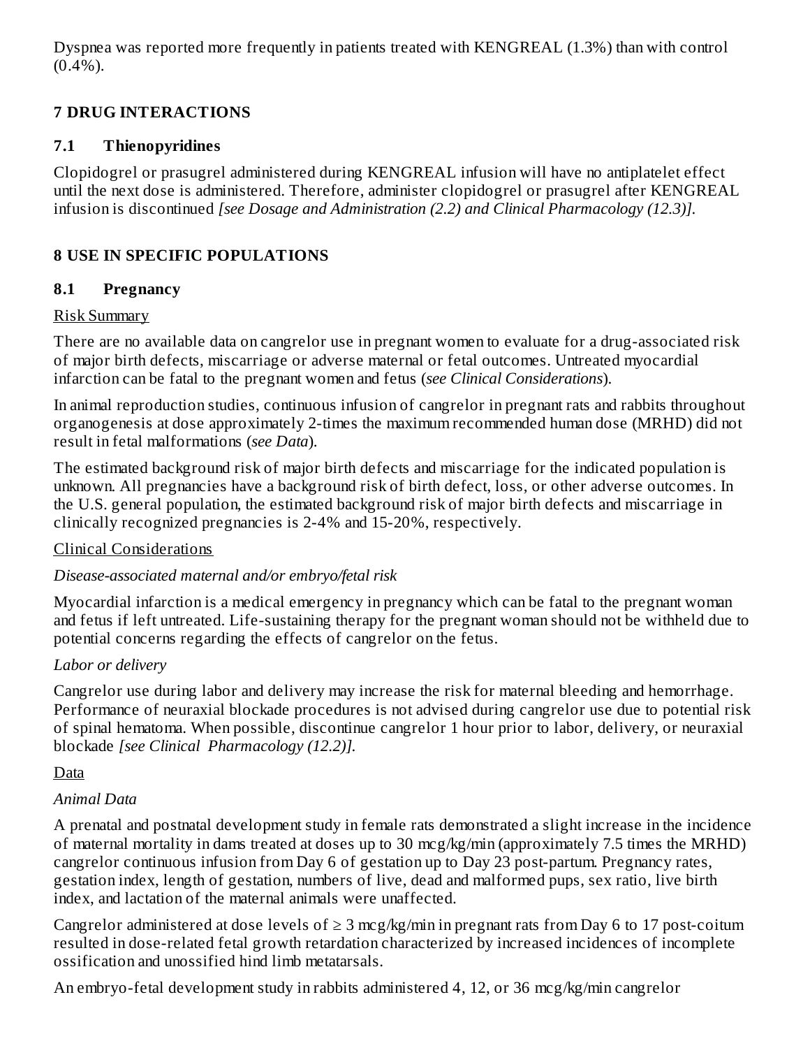Dyspnea was reported more frequently in patients treated with KENGREAL (1.3%) than with control (0.4%).

# 7 DRUG INTERACTIONS

## 7.1 Thienopyridines

Clopidogrel or prasugrel administered during KENGREAL infusion will have no antiplatelet effect until the next dose is administered. Therefore, administer clopidogrel or prasugrel after KENGREAL infusion is discontinued *[see Dosage and Administration (2.2) and Clinical Pharmacology (12.3)].*

# 8 USE IN SPECIFIC POPULATIONS

## 8.1 Pregnancy

Risk Summary

There are no available data on cangrelor use in pregnant women to evaluate for a drug-associated risk of major birth defects, miscarriage or adverse maternal or fetal outcomes. Untreated myocardial infarction can be fatal to the pregnant women and fetus (*see Clinical Considerations*).

In animal reproduction studies, continuous infusion of cangrelor in pregnant rats and rabbits throughout organogenesis at dose approximately 2-times the maximum recommended human dose (MRHD) did not result in fetal malformations (*see Data*).

The estimated background risk of major birth defects and miscarriage for the indicated population is unknown. All pregnancies have a background risk of birth defect, loss, or other adverse outcomes. In the U.S. general population, the estimated background risk of major birth defects and miscarriage in clinically recognized pregnancies is 2-4% and 15-20%, respectively.

Clinical Considerations

*Disease-associated maternal and/or embryo/fetal risk*

Myocardial infarction is a medical emergency in pregnancy which can be fatal to the pregnant woman and fetus if left untreated. Life-sustaining therapy for the pregnant woman should not be withheld due to potential concerns regarding the effects of cangrelor on the fetus.

*Labor or delivery*

Cangrelor use during labor and delivery may increase the risk for maternal bleeding and hemorrhage. Performance of neuraxial blockade procedures is not advised during cangrelor use due to potential risk of spinal hematoma. When possible, discontinue cangrelor 1 hour prior to labor, delivery, or neuraxial blockade *[see Clinical Pharmacology (12.2)].*

Data

*Animal Data*

A prenatal and postnatal development study in female rats demonstrated a slight increase in the incidence of maternal mortality in dams treated at doses up to 30 mcg/kg/min (approximately 7.5 times the MRHD) cangrelor continuous infusion from Day 6 of gestation up to Day 23 post-partum. Pregnancy rates, gestation index, length of gestation, numbers of live, dead and malformed pups, sex ratio, live birth index, and lactation of the maternal animals were unaffected.

Cangrelor administered at dose levels of $\geq$ 3 mcg/kg/min in pregnant rats from Day 6 to 17 post-coitum resulted in dose-related fetal growth retardation characterized by increased incidences of incomplete ossification and unossified hind limb metatarsals.

An embryo-fetal development study in rabbits administered 4, 12, or 36 mcg/kg/min cangrelor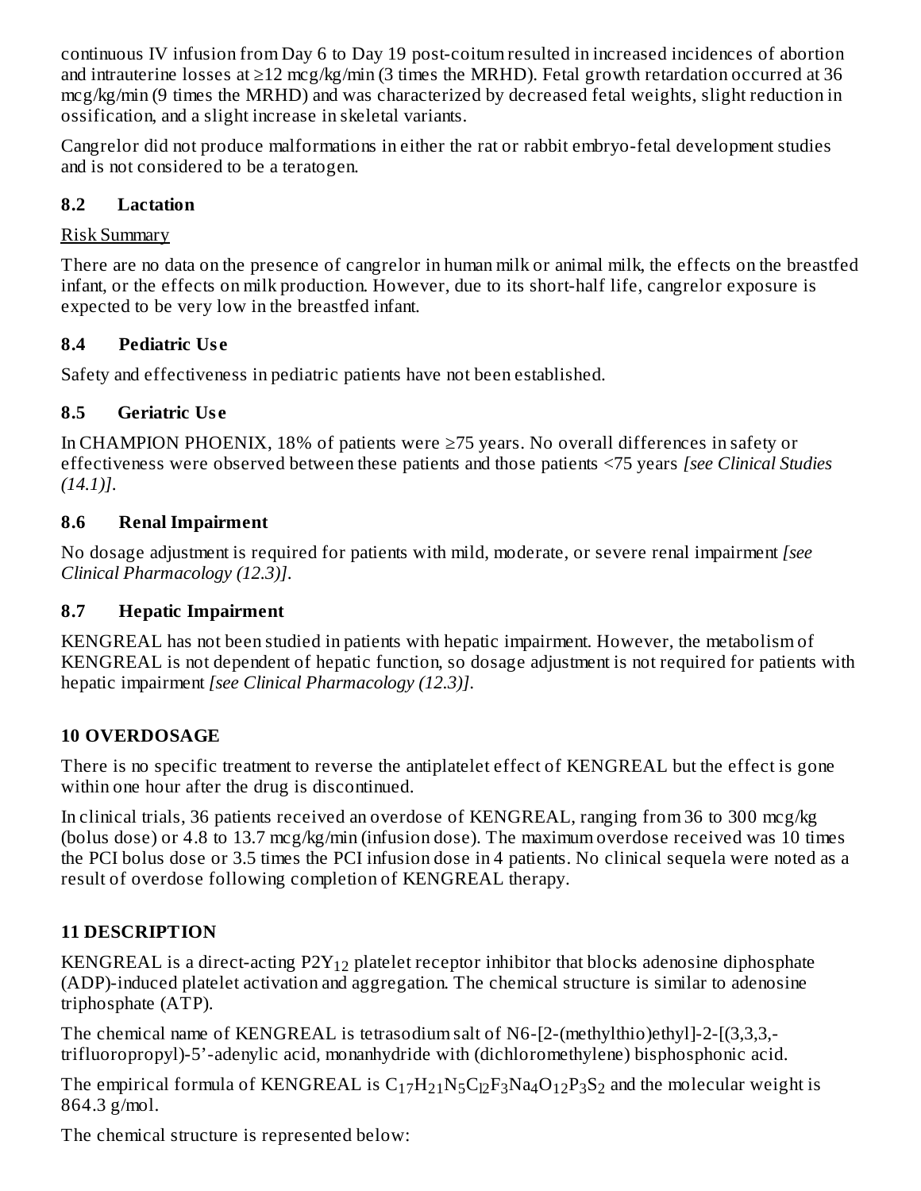continuous IV infusion from Day 6 to Day 19 post-coitum resulted in increased incidences of abortion and intrauterine losses at ≥12 mcg/kg/min (3 times the MRHD). Fetal growth retardation occurred at 36 mcg/kg/min (9 times the MRHD) and was characterized by decreased fetal weights, slight reduction in ossification, and a slight increase in skeletal variants.

Cangrelor did not produce malformations in either the rat or rabbit embryo-fetal development studies and is not considered to be a teratogen.

### 8.2 Lactation

Risk Summary

There are no data on the presence of cangrelor in human milk or animal milk, the effects on the breastfed infant, or the effects on milk production. However, due to its short-half life, cangrelor exposure is expected to be very low in the breastfed infant.

### 8.4 Pediatric Use

Safety and effectiveness in pediatric patients have not been established.

### 8.5 Geriatric Use

In CHAMPION PHOENIX, 18% of patients were ≥75 years. No overall differences in safety or effectiveness were observed between these patients and those patients <75 years *[see Clinical Studies (14.1)]*.

### 8.6 Renal Impairment

No dosage adjustment is required for patients with mild, moderate, or severe renal impairment *[see Clinical Pharmacology (12.3)]*.

### 8.7 Hepatic Impairment

KENGREAL has not been studied in patients with hepatic impairment. However, the metabolism of KENGREAL is not dependent of hepatic function, so dosage adjustment is not required for patients with hepatic impairment *[see Clinical Pharmacology (12.3)]*.

## 10 OVERDOSAGE

There is no specific treatment to reverse the antiplatelet effect of KENGREAL but the effect is gone within one hour after the drug is discontinued.

In clinical trials, 36 patients received an overdose of KENGREAL, ranging from 36 to 300 mcg/kg (bolus dose) or 4.8 to 13.7 mcg/kg/min (infusion dose). The maximum overdose received was 10 times the PCI bolus dose or 3.5 times the PCI infusion dose in 4 patients. No clinical sequela were noted as a result of overdose following completion of KENGREAL therapy.

## 11 DESCRIPTION

KENGREAL is a direct-acting $P2Y_{12}$ platelet receptor inhibitor that blocks adenosine diphosphate (ADP)-induced platelet activation and aggregation. The chemical structure is similar to adenosine triphosphate (ATP).

The chemical name of KENGREAL is tetrasodium salt of N6-[2-(methylthio)ethyl]-2-[(3,3,3,-trifluoropropyl)-5'-adenylic acid, monanhydride with (dichloromethylene) bisphosphonic acid.

The empirical formula of KENGREAL is $C_{17}H_{21}N_5Cl_2F_3Na_4O_{12}P_3S_2$ and the molecular weight is 864.3 g/mol.

The chemical structure is represented below: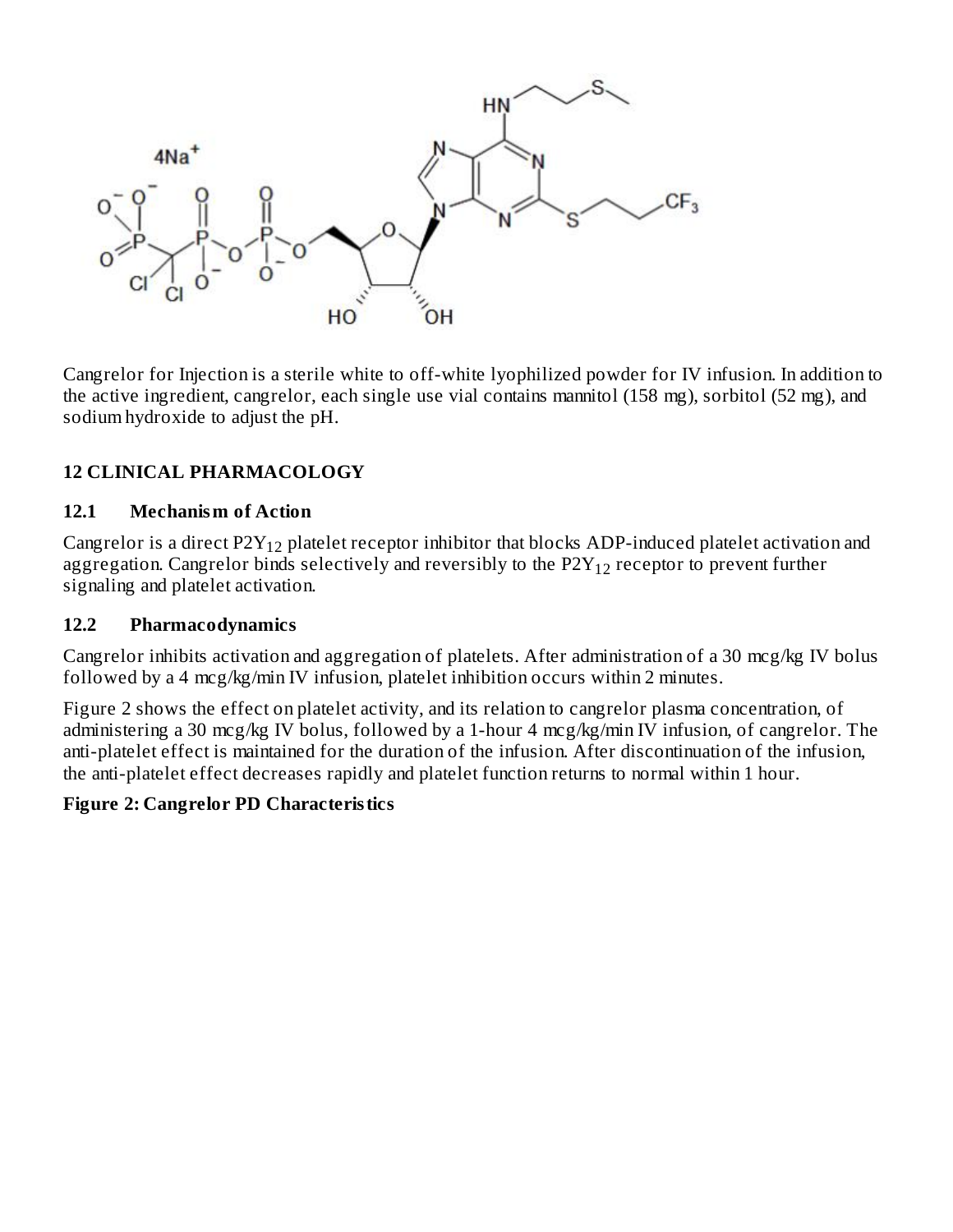Cangrelor for Injection is a sterile white to off-white lyophilized powder for IV infusion. In addition to the active ingredient, cangrelor, each single use vial contains mannitol (158 mg), sorbitol (52 mg), and sodium hydroxide to adjust the pH.

## 12 CLINICAL PHARMACOLOGY

### 12.1 Mechanism of Action

Cangrelor is a direct $P2Y_{12}$ platelet receptor inhibitor that blocks ADP-induced platelet activation and aggregation. Cangrelor binds selectively and reversibly to the $P2Y_{12}$ receptor to prevent further signaling and platelet activation.

### 12.2 Pharmacodynamics

Cangrelor inhibits activation and aggregation of platelets. After administration of a 30 mcg/kg IV bolus followed by a 4 mcg/kg/min IV infusion, platelet inhibition occurs within 2 minutes.

Figure 2 shows the effect on platelet activity, and its relation to cangrelor plasma concentration, of administering a 30 mcg/kg IV bolus, followed by a 1-hour 4 mcg/kg/min IV infusion, of cangrelor. The anti-platelet effect is maintained for the duration of the infusion. After discontinuation of the infusion, the anti-platelet effect decreases rapidly and platelet function returns to normal within 1 hour.

**Figure 2: Cangrelor PD Characteristics**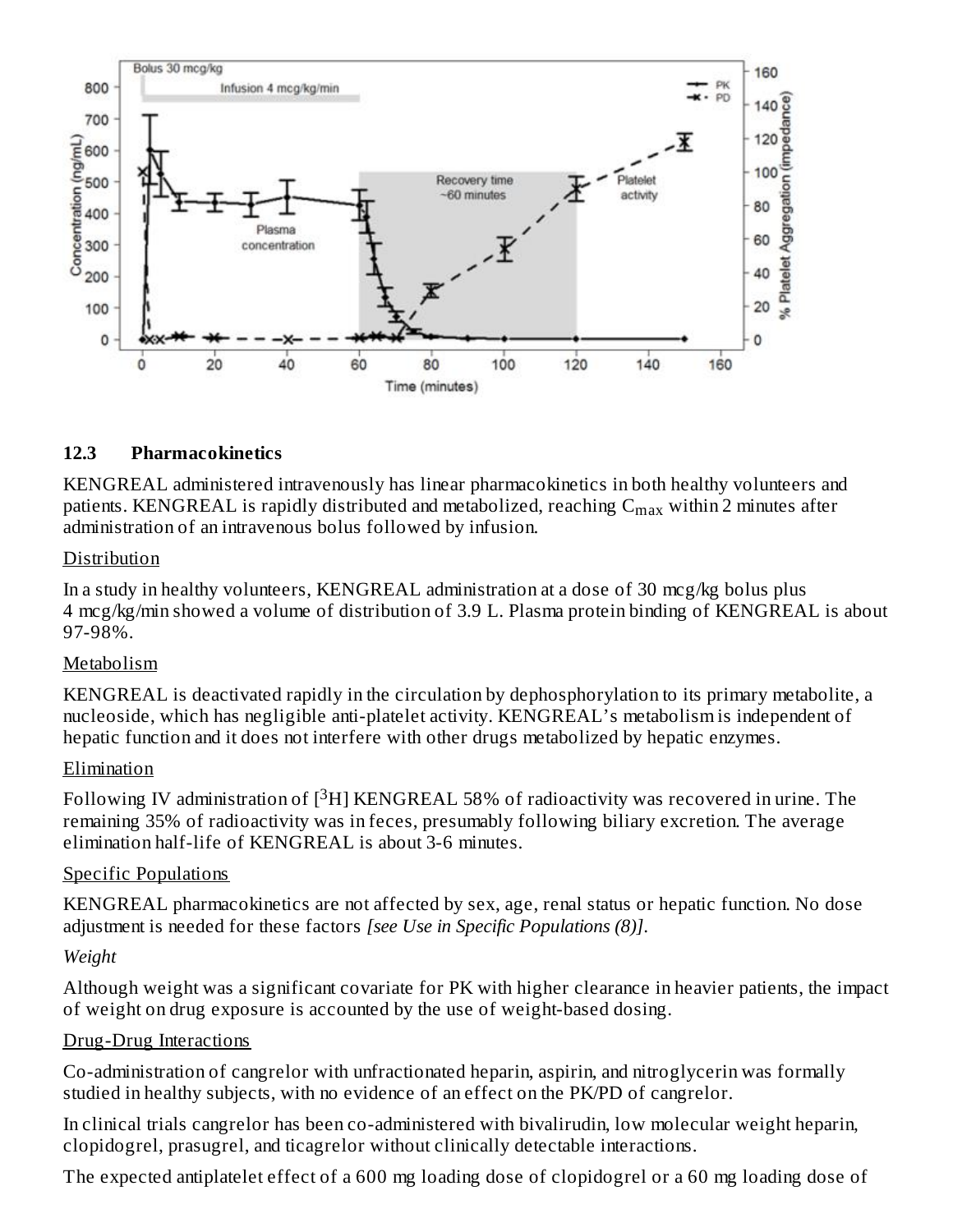## 12.3 Pharmacokinetics

KENGREAL administered intravenously has linear pharmacokinetics in both healthy volunteers and patients. KENGREAL is rapidly distributed and metabolized, reaching $C_{max}$ within 2 minutes after administration of an intravenous bolus followed by infusion.

Distribution

In a study in healthy volunteers, KENGREAL administration at a dose of 30 mcg/kg bolus plus 4 mcg/kg/min showed a volume of distribution of 3.9 L. Plasma protein binding of KENGREAL is about 97-98%.

Metabolism

KENGREAL is deactivated rapidly in the circulation by dephosphorylation to its primary metabolite, a nucleoside, which has negligible anti-platelet activity. KENGREAL's metabolism is independent of hepatic function and it does not interfere with other drugs metabolized by hepatic enzymes.

Elimination

Following IV administration of [$^3$H] KENGREAL 58% of radioactivity was recovered in urine. The remaining 35% of radioactivity was in feces, presumably following biliary excretion. The average elimination half-life of KENGREAL is about 3-6 minutes.

Specific Populations

KENGREAL pharmacokinetics are not affected by sex, age, renal status or hepatic function. No dose adjustment is needed for these factors *[see Use in Specific Populations (8)]*.

*Weight*

Although weight was a significant covariate for PK with higher clearance in heavier patients, the impact of weight on drug exposure is accounted by the use of weight-based dosing.

Drug-Drug Interactions

Co-administration of cangrelor with unfractionated heparin, aspirin, and nitroglycerin was formally studied in healthy subjects, with no evidence of an effect on the PK/PD of cangrelor.

In clinical trials cangrelor has been co-administered with bivalirudin, low molecular weight heparin, clopidogrel, prasugrel, and ticagrelor without clinically detectable interactions.

The expected antiplatelet effect of a 600 mg loading dose of clopidogrel or a 60 mg loading dose of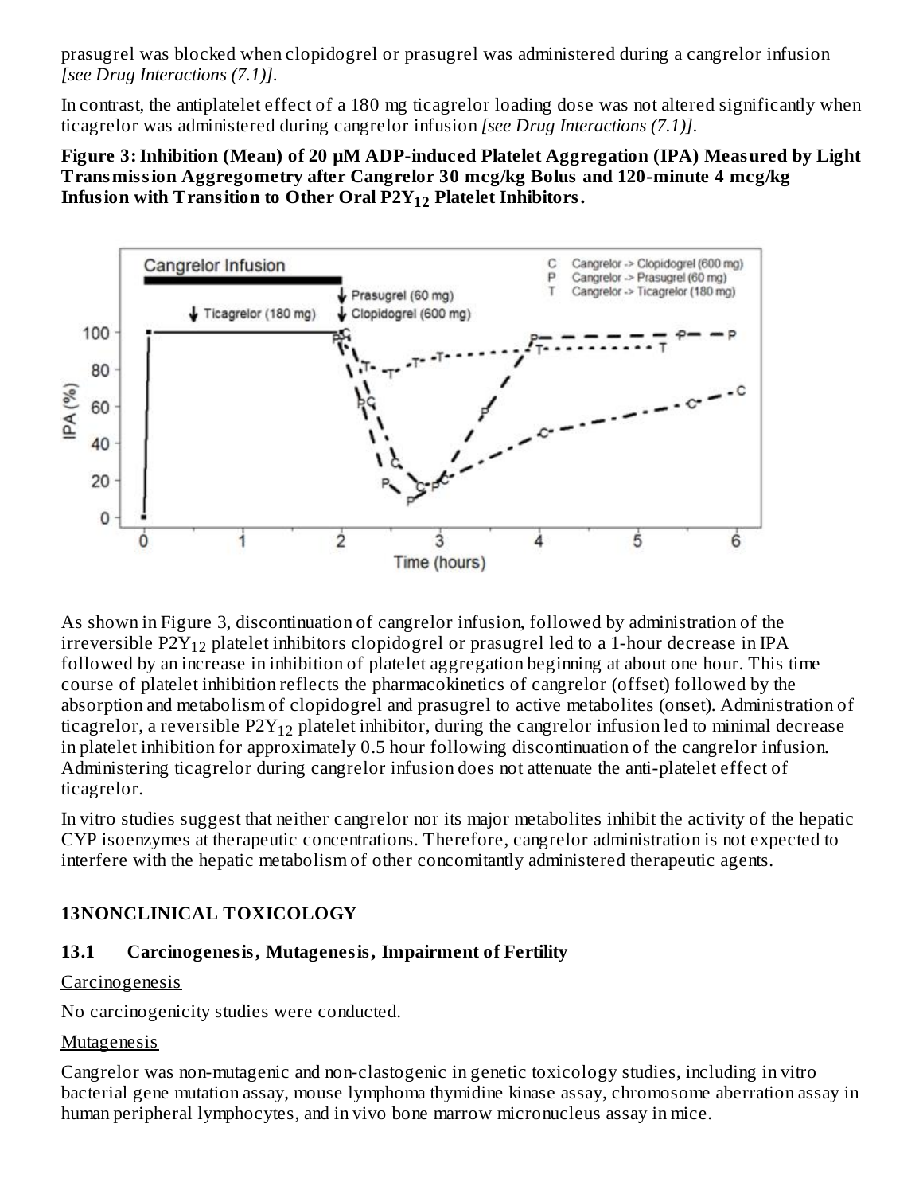prasugrel was blocked when clopidogrel or prasugrel was administered during a cangrelor infusion *[see Drug Interactions (7.1)]*.

In contrast, the antiplatelet effect of a 180 mg ticagrelor loading dose was not altered significantly when ticagrelor was administered during cangrelor infusion *[see Drug Interactions (7.1)]*.

**Figure 3: Inhibition (Mean) of 20 µM ADP-induced Platelet Aggregation (IPA) Measured by Light Transmission Aggregometry after Cangrelor 30 mcg/kg Bolus and 120-minute 4 mcg/kg Infusion with Transition to Other Oral $P2Y_{12}$ Platelet Inhibitors.**

As shown in Figure 3, discontinuation of cangrelor infusion, followed by administration of the irreversible $P2Y_{12}$ platelet inhibitors clopidogrel or prasugrel led to a 1-hour decrease in IPA followed by an increase in inhibition of platelet aggregation beginning at about one hour. This time course of platelet inhibition reflects the pharmacokinetics of cangrelor (offset) followed by the absorption and metabolism of clopidogrel and prasugrel to active metabolites (onset). Administration of ticagrelor, a reversible $P2Y_{12}$ platelet inhibitor, during the cangrelor infusion led to minimal decrease in platelet inhibition for approximately 0.5 hour following discontinuation of the cangrelor infusion. Administering ticagrelor during cangrelor infusion does not attenuate the anti-platelet effect of ticagrelor.

In vitro studies suggest that neither cangrelor nor its major metabolites inhibit the activity of the hepatic CYP isoenzymes at therapeutic concentrations. Therefore, cangrelor administration is not expected to interfere with the hepatic metabolism of other concomitantly administered therapeutic agents.

## 13NONCLINICAL TOXICOLOGY

### 13.1 Carcinogenesis, Mutagenesis, Impairment of Fertility

Carcinogenesis

No carcinogenicity studies were conducted.

Mutagenesis

Cangrelor was non-mutagenic and non-clastogenic in genetic toxicology studies, including in vitro bacterial gene mutation assay, mouse lymphoma thymidine kinase assay, chromosome aberration assay in human peripheral lymphocytes, and in vivo bone marrow micronucleus assay in mice.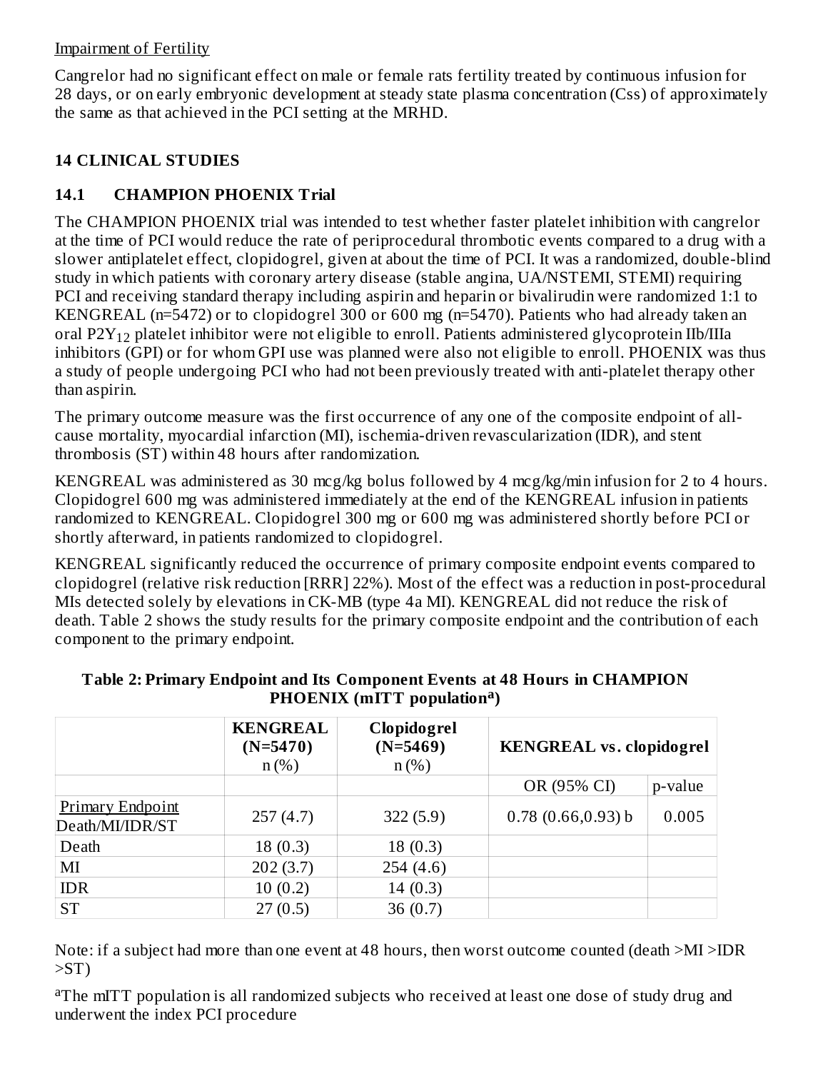Impairment of Fertility

Cangrelor had no significant effect on male or female rats fertility treated by continuous infusion for 28 days, or on early embryonic development at steady state plasma concentration (Css) of approximately the same as that achieved in the PCI setting at the MRHD.

## 14 CLINICAL STUDIES

### 14.1 CHAMPION PHOENIX Trial

The CHAMPION PHOENIX trial was intended to test whether faster platelet inhibition with cangrelor at the time of PCI would reduce the rate of periprocedural thrombotic events compared to a drug with a slower antiplatelet effect, clopidogrel, given at about the time of PCI. It was a randomized, double-blind study in which patients with coronary artery disease (stable angina, UA/NSTEMI, STEMI) requiring PCI and receiving standard therapy including aspirin and heparin or bivalirudin were randomized 1:1 to KENGREAL (n=5472) or to clopidogrel 300 or 600 mg (n=5470). Patients who had already taken an oral $P2Y_{12}$ platelet inhibitor were not eligible to enroll. Patients administered glycoprotein IIb/IIIa inhibitors (GPI) or for whom GPI use was planned were also not eligible to enroll. PHOENIX was thus a study of people undergoing PCI who had not been previously treated with anti-platelet therapy other than aspirin.

The primary outcome measure was the first occurrence of any one of the composite endpoint of all-cause mortality, myocardial infarction (MI), ischemia-driven revascularization (IDR), and stent thrombosis (ST) within 48 hours after randomization.

KENGREAL was administered as 30 mcg/kg bolus followed by 4 mcg/kg/min infusion for 2 to 4 hours. Clopidogrel 600 mg was administered immediately at the end of the KENGREAL infusion in patients randomized to KENGREAL. Clopidogrel 300 mg or 600 mg was administered shortly before PCI or shortly afterward, in patients randomized to clopidogrel.

KENGREAL significantly reduced the occurrence of primary composite endpoint events compared to clopidogrel (relative risk reduction [RRR] 22%). Most of the effect was a reduction in post-procedural MIs detected solely by elevations in CK-MB (type 4a MI). KENGREAL did not reduce the risk of death. Table 2 shows the study results for the primary composite endpoint and the contribution of each component to the primary endpoint.

**Table 2: Primary Endpoint and Its Component Events at 48 Hours in CHAMPION PHOENIX (mITT population[a])**

| | KENGREAL (N=5470) n (%) | Clopidogrel (N=5469) n (%) | KENGREAL vs. clopidogrel | |
|---|---|---|---|---|
| | | | OR (95% CI) | p-value |
| Primary Endpoint Death/MI/IDR/ST | 257 (4.7) | 322 (5.9) | 0.78 (0.66,0.93) b | 0.005 |
| Death | 18 (0.3) | 18 (0.3) | | |
| MI | 202 (3.7) | 254 (4.6) | | |
| IDR | 10 (0.2) | 14 (0.3) | | |
| ST | 27 (0.5) | 36 (0.7) | | |

Note: if a subject had more than one event at 48 hours, then worst outcome counted (death >MI >IDR >ST)

[a]The mITT population is all randomized subjects who received at least one dose of study drug and underwent the index PCI procedure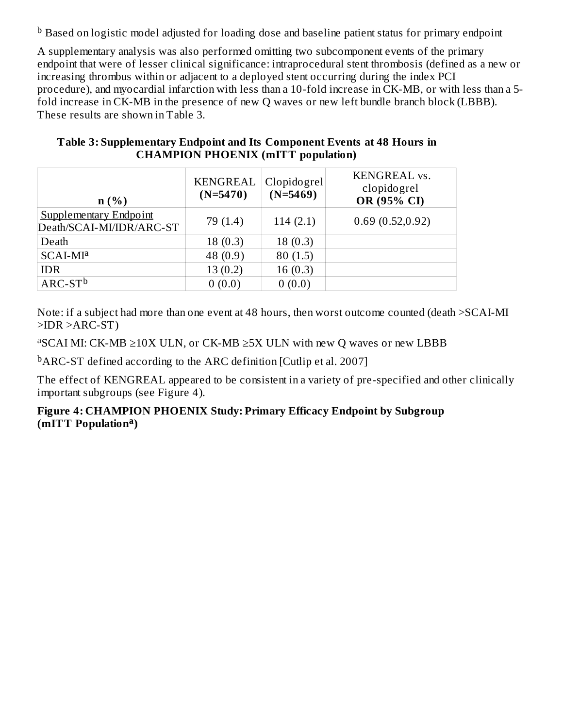[b] Based on logistic model adjusted for loading dose and baseline patient status for primary endpoint

A supplementary analysis was also performed omitting two subcomponent events of the primary endpoint that were of lesser clinical significance: intraprocedural stent thrombosis (defined as a new or increasing thrombus within or adjacent to a deployed stent occurring during the index PCI procedure), and myocardial infarction with less than a 10-fold increase in CK-MB, or with less than a 5-fold increase in CK-MB in the presence of new Q waves or new left bundle branch block (LBBB). These results are shown in Table 3.

**Table 3: Supplementary Endpoint and Its Component Events at 48 Hours in CHAMPION PHOENIX (mITT population)**

| **n (%)** | KENGREAL **(N=5470)** | Clopidogrel **(N=5469)** | KENGREAL vs. clopidogrel **OR (95% CI)** |
|---|---|---|---|
| Supplementary Endpoint Death/SCAI-MI/IDR/ARC-ST | 79 (1.4) | 114 (2.1) | 0.69 (0.52,0.92) |
| Death | 18 (0.3) | 18 (0.3) | |
| SCAI-MI[a] | 48 (0.9) | 80 (1.5) | |
| IDR | 13 (0.2) | 16 (0.3) | |
| ARC-ST[b] | 0 (0.0) | 0 (0.0) | |

Note: if a subject had more than one event at 48 hours, then worst outcome counted (death >SCAI-MI >IDR >ARC-ST)

[a]SCAI MI: CK-MB ≥10X ULN, or CK-MB ≥5X ULN with new Q waves or new LBBB

[b]ARC-ST defined according to the ARC definition [Cutlip et al. 2007]

The effect of KENGREAL appeared to be consistent in a variety of pre-specified and other clinically important subgroups (see Figure 4).

**Figure 4: CHAMPION PHOENIX Study: Primary Efficacy Endpoint by Subgroup (mITT Population[a])**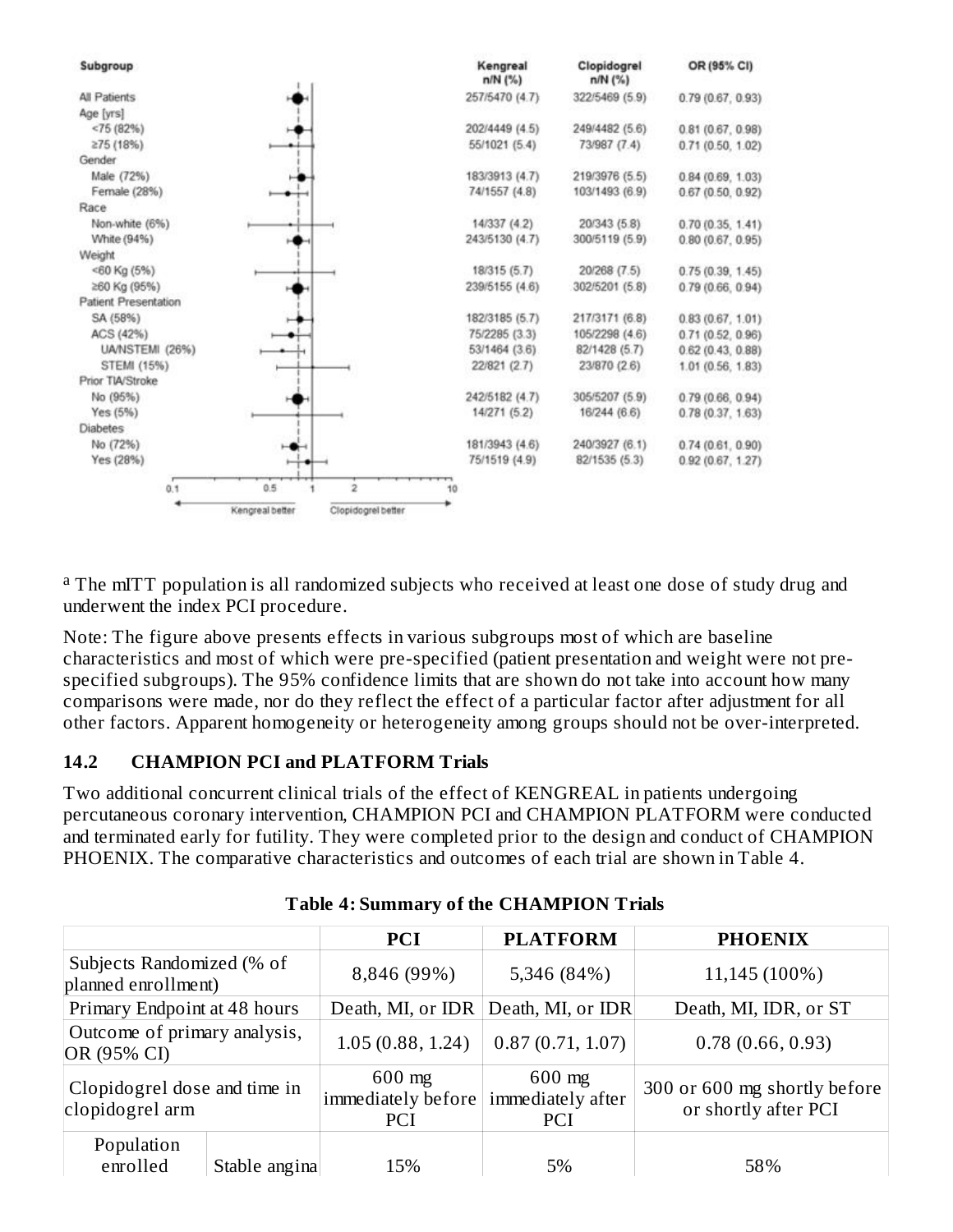| Subgroup | Kengreal n/N (%) | Clopidogrel n/N (%) | OR (95% CI) |
|---|---|---|---|
| All Patients | 257/5470 (4.7) | 322/5469 (5.9) | 0.79 (0.67, 0.93) |
| Age [yrs] | | | |
| <75 (82%) | 202/4449 (4.5) | 249/4482 (5.6) | 0.81 (0.67, 0.98) |
| ≥75 (18%) | 55/1021 (5.4) | 73/987 (7.4) | 0.71 (0.50, 1.02) |
| Gender | | | |
| Male (72%) | 183/3913 (4.7) | 219/3976 (5.5) | 0.84 (0.69, 1.03) |
| Female (28%) | 74/1557 (4.8) | 103/1493 (6.9) | 0.67 (0.50, 0.92) |
| Race | | | |
| Non-white (6%) | 14/337 (4.2) | 20/343 (5.8) | 0.70 (0.35, 1.41) |
| White (94%) | 243/5130 (4.7) | 300/5119 (5.9) | 0.80 (0.67, 0.95) |
| Weight | | | |
| <60 Kg (5%) | 18/315 (5.7) | 20/268 (7.5) | 0.75 (0.39, 1.45) |
| ≥60 Kg (95%) | 239/5155 (4.6) | 302/5201 (5.8) | 0.79 (0.66, 0.94) |
| Patient Presentation | | | |
| SA (58%) | 182/3185 (5.7) | 217/3171 (6.8) | 0.83 (0.67, 1.01) |
| ACS (42%) | 75/2285 (3.3) | 105/2298 (4.6) | 0.71 (0.52, 0.96) |
| UA/NSTEMI (26%) | 53/1464 (3.6) | 82/1428 (5.7) | 0.62 (0.43, 0.88) |
| STEMI (15%) | 22/821 (2.7) | 23/870 (2.6) | 1.01 (0.56, 1.83) |
| Prior TIA/Stroke | | | |
| No (95%) | 242/5182 (4.7) | 305/5207 (5.9) | 0.79 (0.66, 0.94) |
| Yes (5%) | 14/271 (5.2) | 16/244 (6.6) | 0.78 (0.37, 1.63) |
| Diabetes | | | |
| No (72%) | 181/3943 (4.6) | 240/3927 (6.1) | 0.74 (0.61, 0.90) |
| Yes (28%) | 75/1519 (4.9) | 82/1535 (5.3) | 0.92 (0.67, 1.27) |

← Kengreal better | Clopidogrel better →

[a] The mITT population is all randomized subjects who received at least one dose of study drug and underwent the index PCI procedure.

Note: The figure above presents effects in various subgroups most of which are baseline characteristics and most of which were pre-specified (patient presentation and weight were not pre-specified subgroups). The 95% confidence limits that are shown do not take into account how many comparisons were made, nor do they reflect the effect of a particular factor after adjustment for all other factors. Apparent homogeneity or heterogeneity among groups should not be over-interpreted.

### 14.2 CHAMPION PCI and PLATFORM Trials

Two additional concurrent clinical trials of the effect of KENGREAL in patients undergoing percutaneous coronary intervention, CHAMPION PCI and CHAMPION PLATFORM were conducted and terminated early for futility. They were completed prior to the design and conduct of CHAMPION PHOENIX. The comparative characteristics and outcomes of each trial are shown in Table 4.

**Table 4: Summary of the CHAMPION Trials**

| | | PCI | PLATFORM | PHOENIX |
|---|---|---|---|---|
| Subjects Randomized (% of planned enrollment) | | 8,846 (99%) | 5,346 (84%) | 11,145 (100%) |
| Primary Endpoint at 48 hours | | Death, MI, or IDR | Death, MI, or IDR | Death, MI, IDR, or ST |
| Outcome of primary analysis, OR (95% CI) | | 1.05 (0.88, 1.24) | 0.87 (0.71, 1.07) | 0.78 (0.66, 0.93) |
| Clopidogrel dose and time in clopidogrel arm | | 600 mg immediately before PCI | 600 mg immediately after PCI | 300 or 600 mg shortly before or shortly after PCI |
| Population enrolled | Stable angina | 15% | 5% | 58% |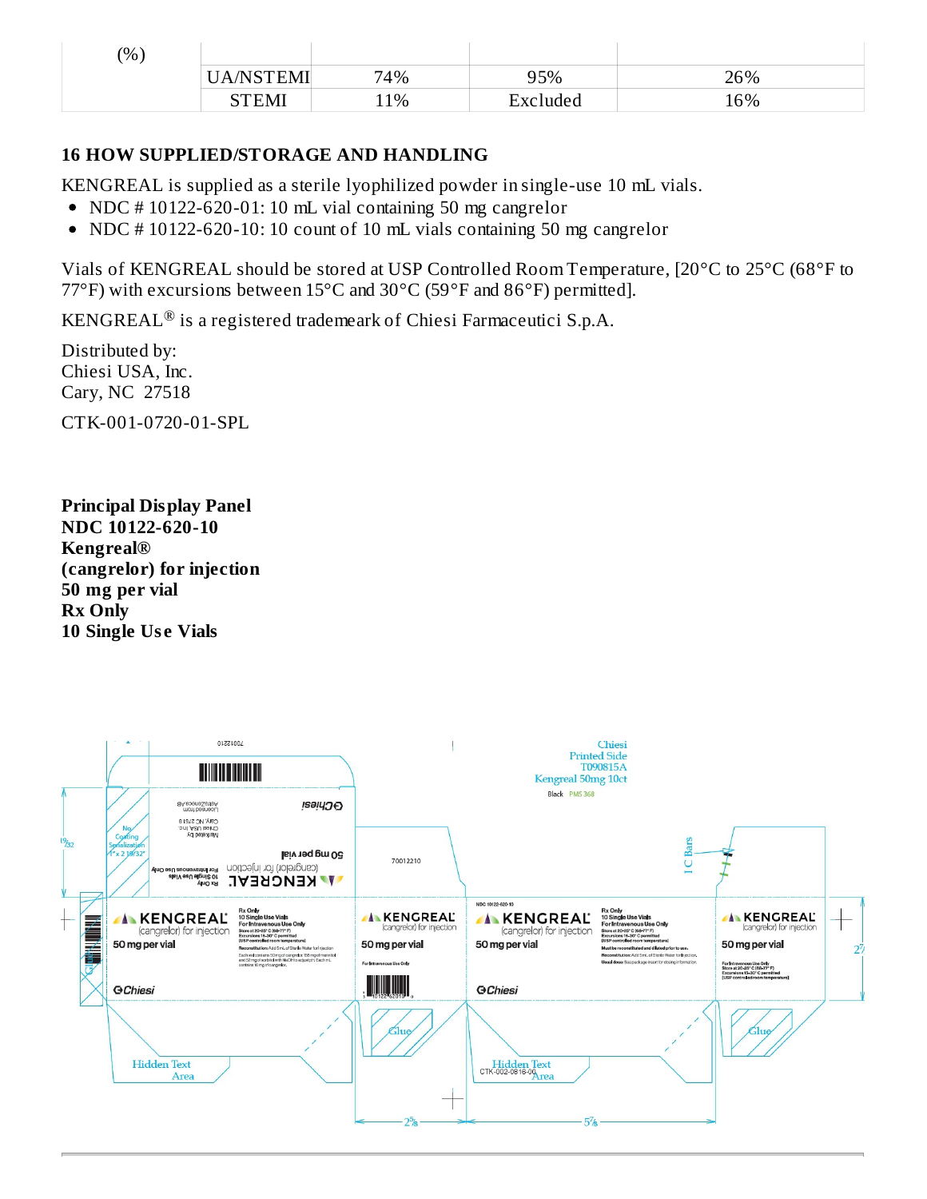| (%) | | | | |
|---|---|---|---|---|
| | UA/NSTEMI | 74% | 95% | 26% |
| | STEMI | 11% | Excluded | 16% |

## 16 HOW SUPPLIED/STORAGE AND HANDLING

KENGREAL is supplied as a sterile lyophilized powder in single-use 10 mL vials.

- NDC # 10122-620-01: 10 mL vial containing 50 mg cangrelor
- NDC # 10122-620-10: 10 count of 10 mL vials containing 50 mg cangrelor

Vials of KENGREAL should be stored at USP Controlled Room Temperature, [20°C to 25°C (68°F to 77°F) with excursions between 15°C and 30°C (59°F and 86°F) permitted].

KENGREAL® is a registered trademark of Chiesi Farmaceutici S.p.A.

Distributed by:
Chiesi USA, Inc.
Cary, NC 27518

CTK-001-0720-01-SPL

**Principal Display Panel**
**NDC 10122-620-10**
**Kengreal®**
**(cangrelor) for injection**
**50 mg per vial**
**Rx Only**
**10 Single Use Vials**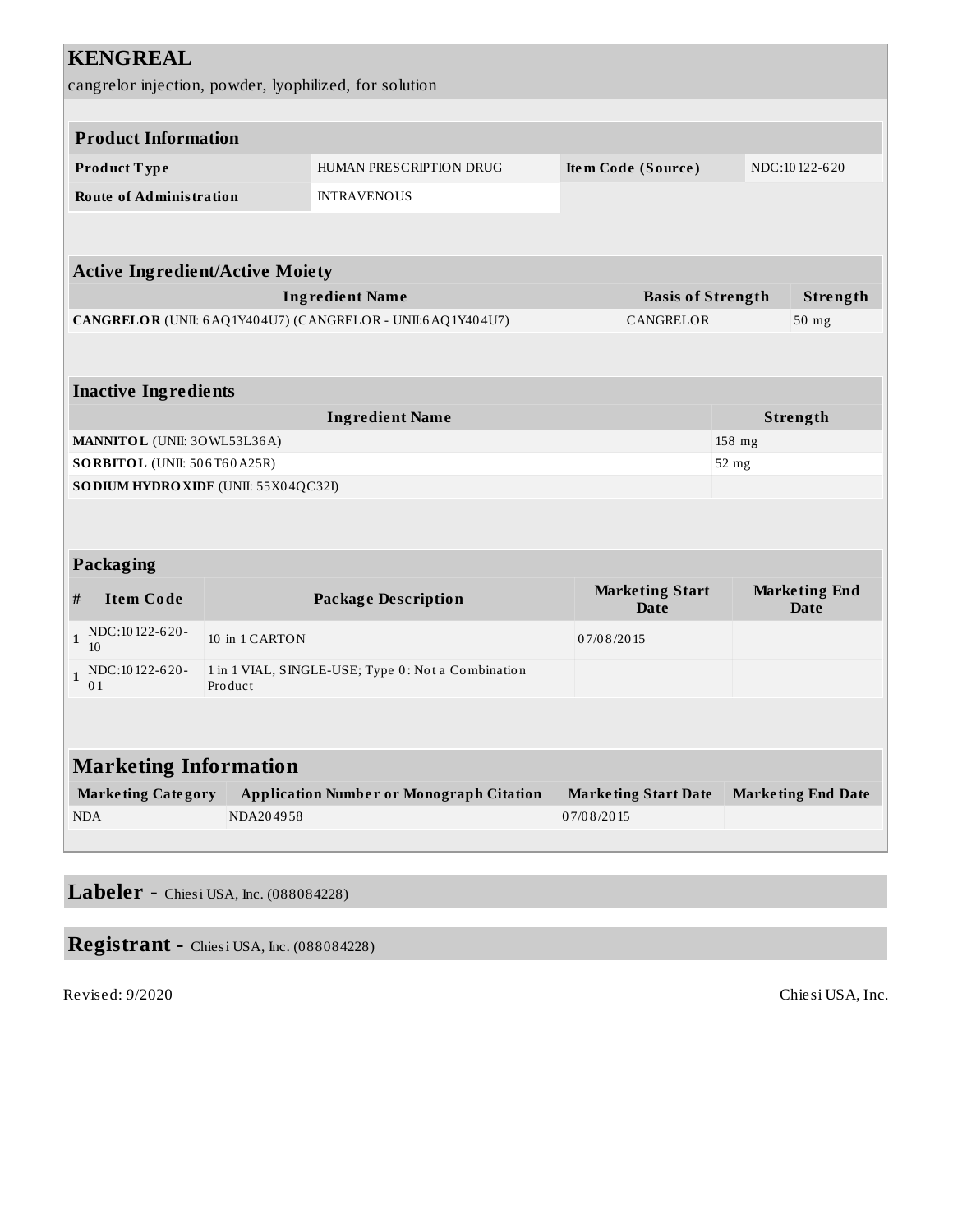# KENGREAL

cangrelor injection, powder, lyophilized, for solution

## Product Information

| | | | |
|---|---|---|---|
| **Product Type** | HUMAN PRESCRIPTION DRUG | **Item Code (Source)** | NDC:10122-620 |
| **Route of Administration** | INTRAVENOUS | | |

## Active Ingredient/Active Moiety

| Ingredient Name | Basis of Strength | Strength |
|---|---|---|
| **CANGRELOR** (UNII: 6AQ1Y404U7) (CANGRELOR - UNII:6AQ1Y404U7) | CANGRELOR | 50 mg |

## Inactive Ingredients

| Ingredient Name | Strength |
|---|---|
| **MANNITOL** (UNII: 3OWL53L36A) | 158 mg |
| **SORBITOL** (UNII: 506T60A25R) | 52 mg |
| **SODIUM HYDROXIDE** (UNII: 55X04QC32I) | |

## Packaging

| # | Item Code | Package Description | Marketing Start Date | Marketing End Date |
|---|---|---|---|---|
| 1 | NDC:10122-620-10 | 10 in 1 CARTON | 07/08/2015 | |
| 1 | NDC:10122-620-01 | 1 in 1 VIAL, SINGLE-USE; Type 0: Not a Combination Product | | |

## Marketing Information

| Marketing Category | Application Number or Monograph Citation | Marketing Start Date | Marketing End Date |
|---|---|---|---|
| NDA | NDA204958 | 07/08/2015 | |

## Labeler - Chiesi USA, Inc. (088084228)

## Registrant - Chiesi USA, Inc. (088084228)

Revised: 9/2020

Chiesi USA, Inc.